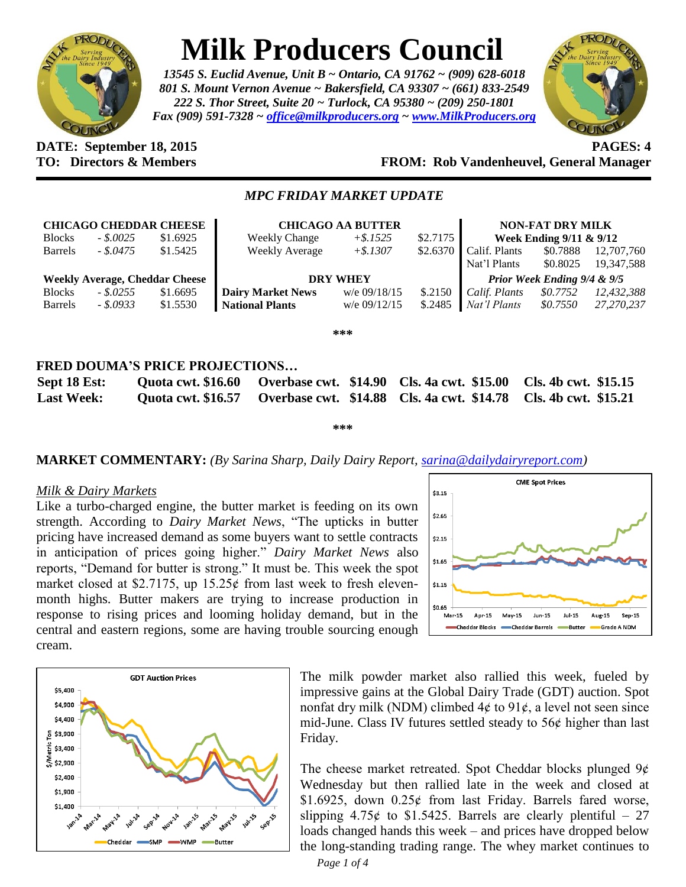# Milk Producers Council

*13545 S. Euclid Avenue, Unit B ~ Ontario, CA 91762 ~ (909) 628-6018*
*801 S. Mount Vernon Avenue ~ Bakersfield, CA 93307 ~ (661) 833-2549*
*222 S. Thor Street, Suite 20 ~ Turlock, CA 95380 ~ (209) 250-1801*
*Fax (909) 591-7328 ~ office@milkproducers.org ~ www.MilkProducers.org*

**DATE: September 18, 2015** **PAGES: 4**
**TO: Directors & Members** **FROM: Rob Vandenheuvel, General Manager**

## *MPC FRIDAY MARKET UPDATE*

| CHICAGO CHEDDAR CHEESE | | |
|---|---|---|
| Blocks | *- $.0025* | $1.6925 |
| Barrels | *- $.0475* | $1.5425 |
| **Weekly Average, Cheddar Cheese** | | |
| Blocks | *- $.0255* | $1.6695 |
| Barrels | *- $.0933* | $1.5530 |

| CHICAGO AA BUTTER | | |
|---|---|---|
| Weekly Change | *+$.1525* | $2.7175 |
| Weekly Average | *+$.1307* | $2.6370 |
| **DRY WHEY** | | |
| **Dairy Market News** | w/e 09/18/15 | $.2150 |
| **National Plants** | w/e 09/12/15 | $.2485 |

| NON-FAT DRY MILK | | |
|---|---|---|
| **Week Ending 9/11 & 9/12** | | |
| Calif. Plants | $0.7888 | 12,707,760 |
| Nat'l Plants | $0.8025 | 19,347,588 |
| ***Prior Week Ending 9/4 & 9/5*** | | |
| *Calif. Plants* | *$0.7752* | *12,432,388* |
| *Nat'l Plants* | *$0.7550* | *27,270,237* |

\*\*\*

### FRED DOUMA'S PRICE PROJECTIONS…

| | | | | |
|---|---|---|---|---|
| **Sept 18 Est:** | **Quota cwt. $16.60** | **Overbase cwt. $14.90** | **Cls. 4a cwt. $15.00** | **Cls. 4b cwt. $15.15** |
| **Last Week:** | **Quota cwt. $16.57** | **Overbase cwt. $14.88** | **Cls. 4a cwt. $14.78** | **Cls. 4b cwt. $15.21** |

\*\*\*

**MARKET COMMENTARY:** *(By Sarina Sharp, Daily Dairy Report, sarina@dailydairyreport.com)*

*Milk & Dairy Markets*

Like a turbo-charged engine, the butter market is feeding on its own strength. According to *Dairy Market News*, "The upticks in butter pricing have increased demand as some buyers want to settle contracts in anticipation of prices going higher." *Dairy Market News* also reports, "Demand for butter is strong." It must be. This week the spot market closed at $2.7175, up 15.25¢ from last week to fresh eleven-month highs. Butter makers are trying to increase production in response to rising prices and looming holiday demand, but in the central and eastern regions, some are having trouble sourcing enough cream.

The milk powder market also rallied this week, fueled by impressive gains at the Global Dairy Trade (GDT) auction. Spot nonfat dry milk (NDM) climbed 4¢ to 91¢, a level not seen since mid-June. Class IV futures settled steady to 56¢ higher than last Friday.

The cheese market retreated. Spot Cheddar blocks plunged 9¢ Wednesday but then rallied late in the week and closed at $1.6925, down 0.25¢ from last Friday. Barrels fared worse, slipping 4.75¢ to $1.5425. Barrels are clearly plentiful – 27 loads changed hands this week – and prices have dropped below the long-standing trading range. The whey market continues to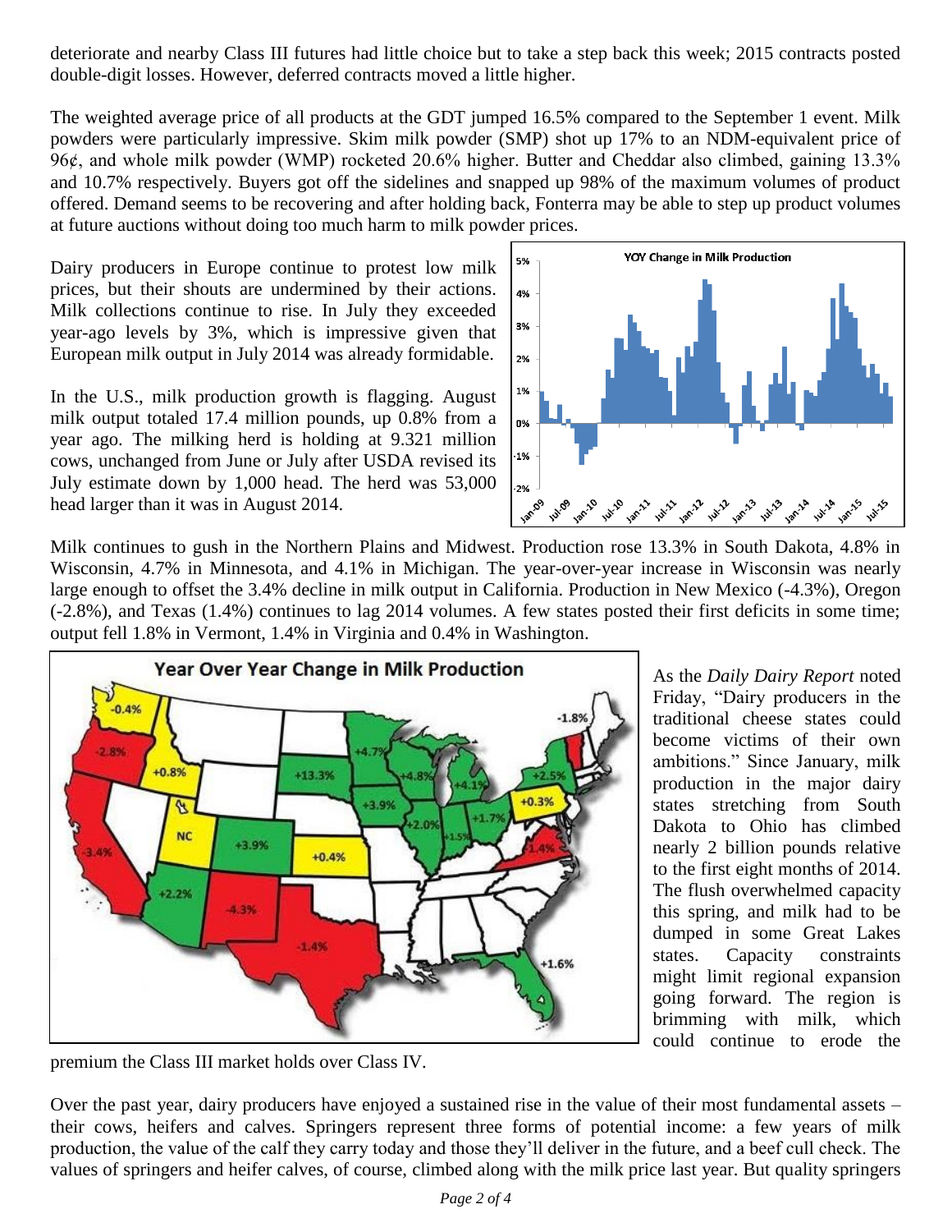deteriorate and nearby Class III futures had little choice but to take a step back this week; 2015 contracts posted double-digit losses. However, deferred contracts moved a little higher.

The weighted average price of all products at the GDT jumped 16.5% compared to the September 1 event. Milk powders were particularly impressive. Skim milk powder (SMP) shot up 17% to an NDM-equivalent price of 96¢, and whole milk powder (WMP) rocketed 20.6% higher. Butter and Cheddar also climbed, gaining 13.3% and 10.7% respectively. Buyers got off the sidelines and snapped up 98% of the maximum volumes of product offered. Demand seems to be recovering and after holding back, Fonterra may be able to step up product volumes at future auctions without doing too much harm to milk powder prices.

Dairy producers in Europe continue to protest low milk prices, but their shouts are undermined by their actions. Milk collections continue to rise. In July they exceeded year-ago levels by 3%, which is impressive given that European milk output in July 2014 was already formidable.

In the U.S., milk production growth is flagging. August milk output totaled 17.4 million pounds, up 0.8% from a year ago. The milking herd is holding at 9.321 million cows, unchanged from June or July after USDA revised its July estimate down by 1,000 head. The herd was 53,000 head larger than it was in August 2014.

Milk continues to gush in the Northern Plains and Midwest. Production rose 13.3% in South Dakota, 4.8% in Wisconsin, 4.7% in Minnesota, and 4.1% in Michigan. The year-over-year increase in Wisconsin was nearly large enough to offset the 3.4% decline in milk output in California. Production in New Mexico (-4.3%), Oregon (-2.8%), and Texas (1.4%) continues to lag 2014 volumes. A few states posted their first deficits in some time; output fell 1.8% in Vermont, 1.4% in Virginia and 0.4% in Washington.

As the *Daily Dairy Report* noted Friday, "Dairy producers in the traditional cheese states could become victims of their own ambitions." Since January, milk production in the major dairy states stretching from South Dakota to Ohio has climbed nearly 2 billion pounds relative to the first eight months of 2014. The flush overwhelmed capacity this spring, and milk had to be dumped in some Great Lakes states. Capacity constraints might limit regional expansion going forward. The region is brimming with milk, which could continue to erode the premium the Class III market holds over Class IV.

Over the past year, dairy producers have enjoyed a sustained rise in the value of their most fundamental assets – their cows, heifers and calves. Springers represent three forms of potential income: a few years of milk production, the value of the calf they carry today and those they'll deliver in the future, and a beef cull check. The values of springers and heifer calves, of course, climbed along with the milk price last year. But quality springers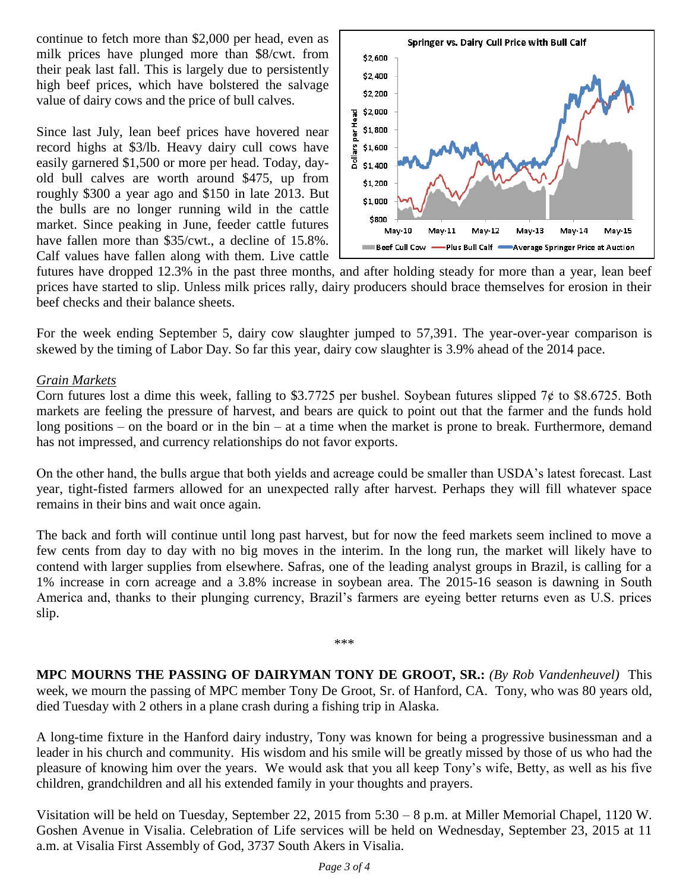continue to fetch more than $2,000 per head, even as milk prices have plunged more than $8/cwt. from their peak last fall. This is largely due to persistently high beef prices, which have bolstered the salvage value of dairy cows and the price of bull calves.

Since last July, lean beef prices have hovered near record highs at $3/lb. Heavy dairy cull cows have easily garnered $1,500 or more per head. Today, day-old bull calves are worth around $475, up from roughly $300 a year ago and $150 in late 2013. But the bulls are no longer running wild in the cattle market. Since peaking in June, feeder cattle futures have fallen more than $35/cwt., a decline of 15.8%. Calf values have fallen along with them. Live cattle futures have dropped 12.3% in the past three months, and after holding steady for more than a year, lean beef prices have started to slip. Unless milk prices rally, dairy producers should brace themselves for erosion in their beef checks and their balance sheets.

For the week ending September 5, dairy cow slaughter jumped to 57,391. The year-over-year comparison is skewed by the timing of Labor Day. So far this year, dairy cow slaughter is 3.9% ahead of the 2014 pace.

*Grain Markets*

Corn futures lost a dime this week, falling to $3.7725 per bushel. Soybean futures slipped 7¢ to $8.6725. Both markets are feeling the pressure of harvest, and bears are quick to point out that the farmer and the funds hold long positions – on the board or in the bin – at a time when the market is prone to break. Furthermore, demand has not impressed, and currency relationships do not favor exports.

On the other hand, the bulls argue that both yields and acreage could be smaller than USDA's latest forecast. Last year, tight-fisted farmers allowed for an unexpected rally after harvest. Perhaps they will fill whatever space remains in their bins and wait once again.

The back and forth will continue until long past harvest, but for now the feed markets seem inclined to move a few cents from day to day with no big moves in the interim. In the long run, the market will likely have to contend with larger supplies from elsewhere. Safras, one of the leading analyst groups in Brazil, is calling for a 1% increase in corn acreage and a 3.8% increase in soybean area. The 2015-16 season is dawning in South America and, thanks to their plunging currency, Brazil's farmers are eyeing better returns even as U.S. prices slip.

***

**MPC MOURNS THE PASSING OF DAIRYMAN TONY DE GROOT, SR.:** *(By Rob Vandenheuvel)* This week, we mourn the passing of MPC member Tony De Groot, Sr. of Hanford, CA. Tony, who was 80 years old, died Tuesday with 2 others in a plane crash during a fishing trip in Alaska.

A long-time fixture in the Hanford dairy industry, Tony was known for being a progressive businessman and a leader in his church and community. His wisdom and his smile will be greatly missed by those of us who had the pleasure of knowing him over the years. We would ask that you all keep Tony's wife, Betty, as well as his five children, grandchildren and all his extended family in your thoughts and prayers.

Visitation will be held on Tuesday, September 22, 2015 from 5:30 – 8 p.m. at Miller Memorial Chapel, 1120 W. Goshen Avenue in Visalia. Celebration of Life services will be held on Wednesday, September 23, 2015 at 11 a.m. at Visalia First Assembly of God, 3737 South Akers in Visalia.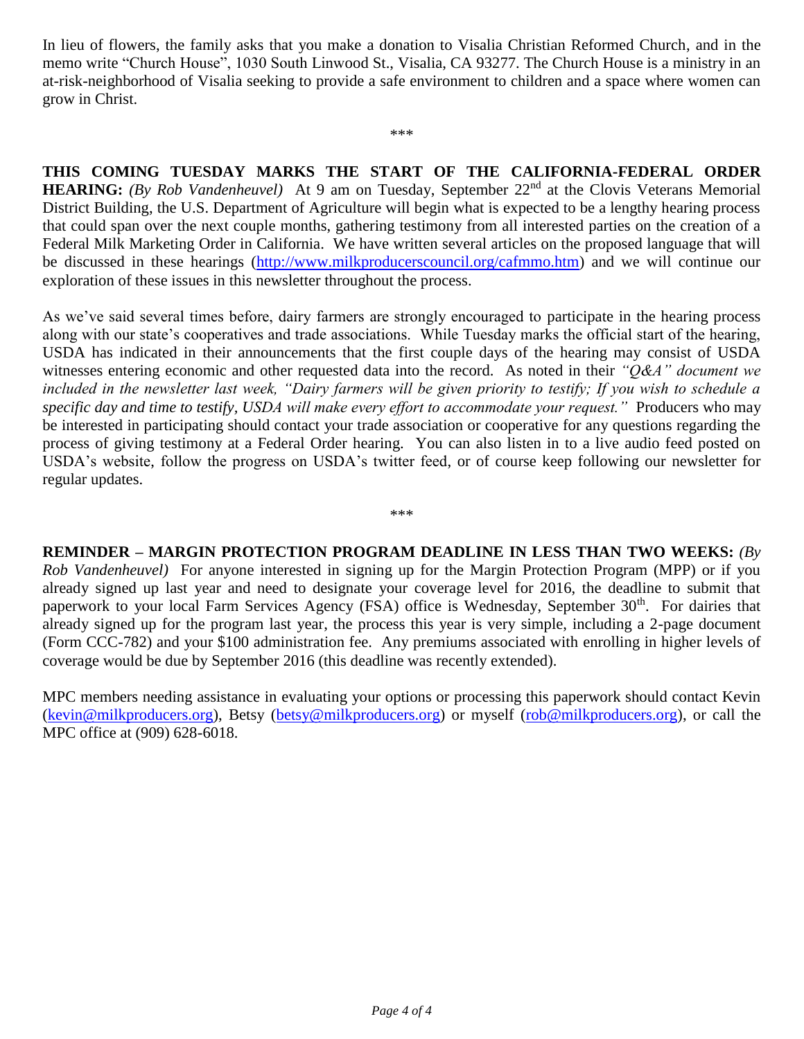In lieu of flowers, the family asks that you make a donation to Visalia Christian Reformed Church, and in the memo write "Church House", 1030 South Linwood St., Visalia, CA 93277. The Church House is a ministry in an at-risk-neighborhood of Visalia seeking to provide a safe environment to children and a space where women can grow in Christ.

***

**THIS COMING TUESDAY MARKS THE START OF THE CALIFORNIA-FEDERAL ORDER HEARING:** *(By Rob Vandenheuvel)* At 9 am on Tuesday, September 22nd at the Clovis Veterans Memorial District Building, the U.S. Department of Agriculture will begin what is expected to be a lengthy hearing process that could span over the next couple months, gathering testimony from all interested parties on the creation of a Federal Milk Marketing Order in California. We have written several articles on the proposed language that will be discussed in these hearings (http://www.milkproducerscouncil.org/cafmmo.htm) and we will continue our exploration of these issues in this newsletter throughout the process.

As we've said several times before, dairy farmers are strongly encouraged to participate in the hearing process along with our state's cooperatives and trade associations. While Tuesday marks the official start of the hearing, USDA has indicated in their announcements that the first couple days of the hearing may consist of USDA witnesses entering economic and other requested data into the record. As noted in their *"Q&A" document we included in the newsletter last week, "Dairy farmers will be given priority to testify; If you wish to schedule a specific day and time to testify, USDA will make every effort to accommodate your request."* Producers who may be interested in participating should contact your trade association or cooperative for any questions regarding the process of giving testimony at a Federal Order hearing. You can also listen in to a live audio feed posted on USDA's website, follow the progress on USDA's twitter feed, or of course keep following our newsletter for regular updates.

***

**REMINDER – MARGIN PROTECTION PROGRAM DEADLINE IN LESS THAN TWO WEEKS:** *(By Rob Vandenheuvel)* For anyone interested in signing up for the Margin Protection Program (MPP) or if you already signed up last year and need to designate your coverage level for 2016, the deadline to submit that paperwork to your local Farm Services Agency (FSA) office is Wednesday, September 30th. For dairies that already signed up for the program last year, the process this year is very simple, including a 2-page document (Form CCC-782) and your $100 administration fee. Any premiums associated with enrolling in higher levels of coverage would be due by September 2016 (this deadline was recently extended).

MPC members needing assistance in evaluating your options or processing this paperwork should contact Kevin (kevin@milkproducers.org), Betsy (betsy@milkproducers.org) or myself (rob@milkproducers.org), or call the MPC office at (909) 628-6018.